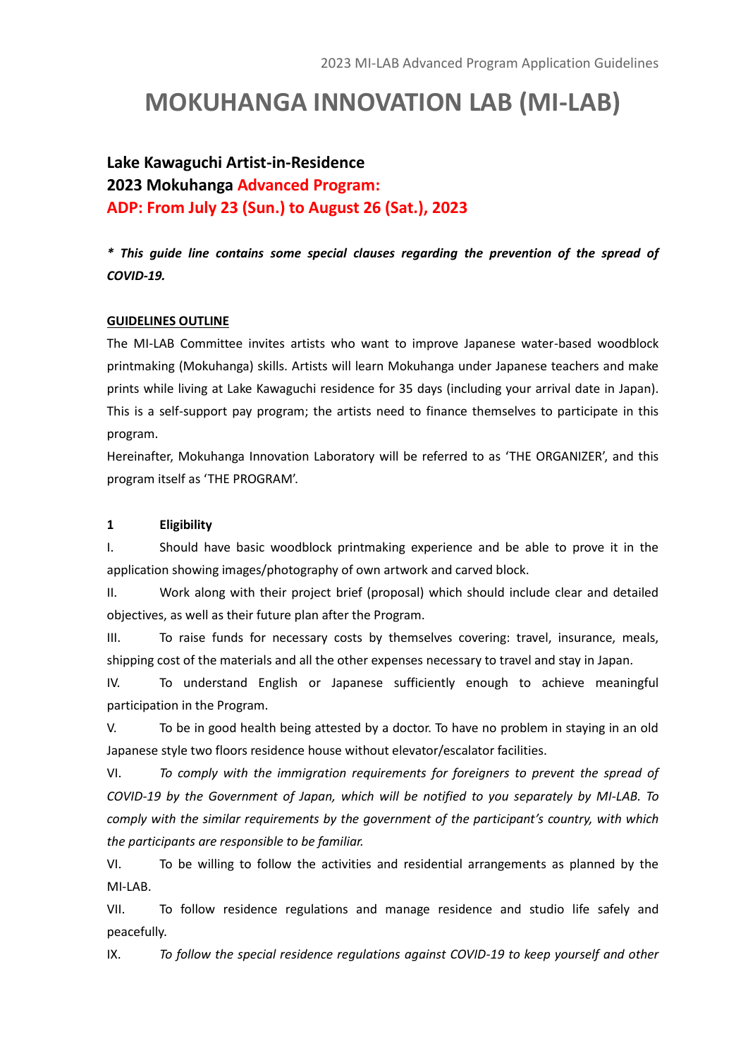# MOKUHANGA INNOVATION LAB (MI-LAB)

## Lake Kawaguchi Artist-in-Residence
## 2023 Mokuhanga Advanced Program:
## ADP: From July 23 (Sun.) to August 26 (Sat.), 2023

***\* This guide line contains some special clauses regarding the prevention of the spread of COVID-19.***

**GUIDELINES OUTLINE**

The MI-LAB Committee invites artists who want to improve Japanese water-based woodblock printmaking (Mokuhanga) skills. Artists will learn Mokuhanga under Japanese teachers and make prints while living at Lake Kawaguchi residence for 35 days (including your arrival date in Japan). This is a self-support pay program; the artists need to finance themselves to participate in this program.

Hereinafter, Mokuhanga Innovation Laboratory will be referred to as 'THE ORGANIZER', and this program itself as 'THE PROGRAM'.

**1 Eligibility**

I. Should have basic woodblock printmaking experience and be able to prove it in the application showing images/photography of own artwork and carved block.

II. Work along with their project brief (proposal) which should include clear and detailed objectives, as well as their future plan after the Program.

III. To raise funds for necessary costs by themselves covering: travel, insurance, meals, shipping cost of the materials and all the other expenses necessary to travel and stay in Japan.

IV. To understand English or Japanese sufficiently enough to achieve meaningful participation in the Program.

V. To be in good health being attested by a doctor. To have no problem in staying in an old Japanese style two floors residence house without elevator/escalator facilities.

VI. *To comply with the immigration requirements for foreigners to prevent the spread of COVID-19 by the Government of Japan, which will be notified to you separately by MI-LAB. To comply with the similar requirements by the government of the participant's country, with which the participants are responsible to be familiar.*

VI. To be willing to follow the activities and residential arrangements as planned by the MI-LAB.

VII. To follow residence regulations and manage residence and studio life safely and peacefully.

IX. *To follow the special residence regulations against COVID-19 to keep yourself and other*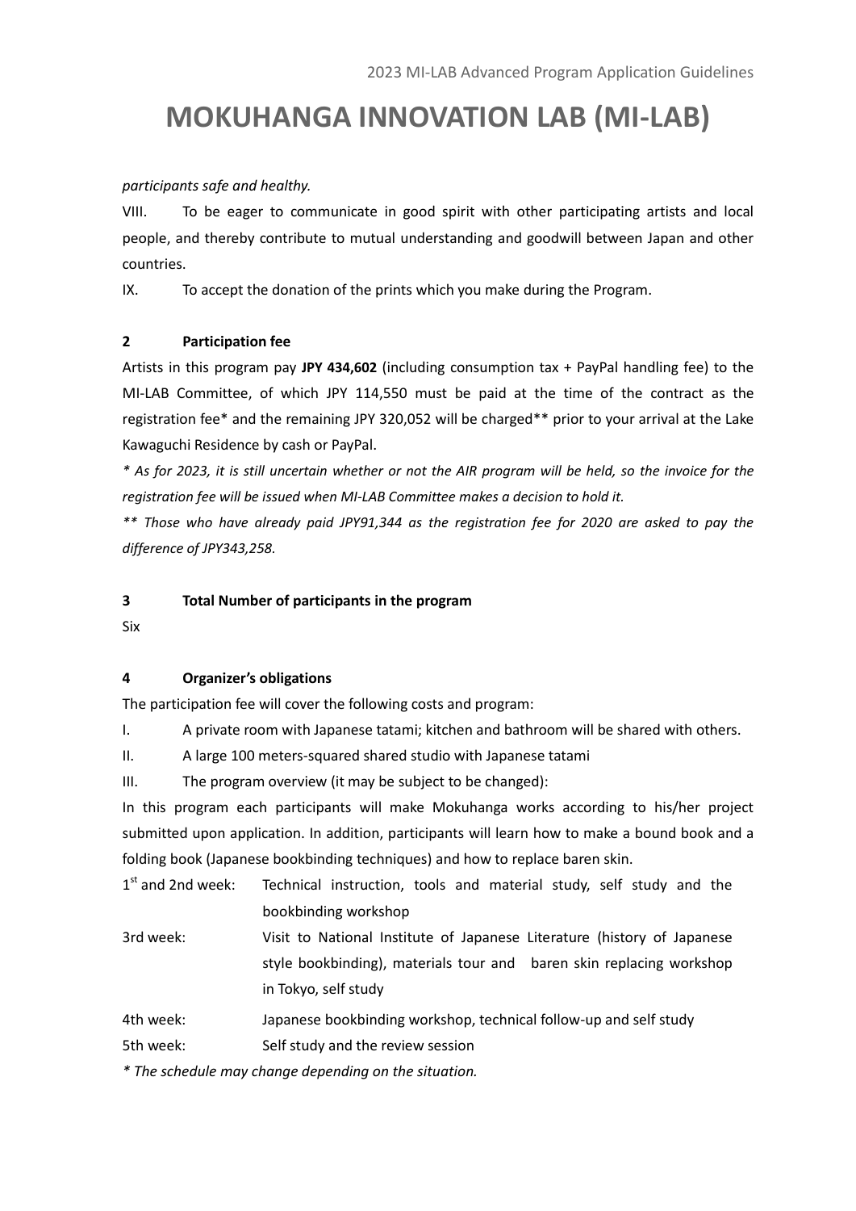# MOKUHANGA INNOVATION LAB (MI-LAB)

*participants safe and healthy.*

VIII. To be eager to communicate in good spirit with other participating artists and local people, and thereby contribute to mutual understanding and goodwill between Japan and other countries.

IX. To accept the donation of the prints which you make during the Program.

## 2 Participation fee

Artists in this program pay **JPY 434,602** (including consumption tax + PayPal handling fee) to the MI-LAB Committee, of which JPY 114,550 must be paid at the time of the contract as the registration fee* and the remaining JPY 320,052 will be charged** prior to your arrival at the Lake Kawaguchi Residence by cash or PayPal.

*\* As for 2023, it is still uncertain whether or not the AIR program will be held, so the invoice for the registration fee will be issued when MI-LAB Committee makes a decision to hold it.*

*\*\* Those who have already paid JPY91,344 as the registration fee for 2020 are asked to pay the difference of JPY343,258.*

## 3 Total Number of participants in the program

Six

## 4 Organizer's obligations

The participation fee will cover the following costs and program:

I. A private room with Japanese tatami; kitchen and bathroom will be shared with others.

II. A large 100 meters-squared shared studio with Japanese tatami

III. The program overview (it may be subject to be changed):

In this program each participants will make Mokuhanga works according to his/her project submitted upon application. In addition, participants will learn how to make a bound book and a folding book (Japanese bookbinding techniques) and how to replace baren skin.

| | |
|---|---|
| 1st and 2nd week: | Technical instruction, tools and material study, self study and the bookbinding workshop |
| 3rd week: | Visit to National Institute of Japanese Literature (history of Japanese style bookbinding), materials tour and baren skin replacing workshop in Tokyo, self study |
| 4th week: | Japanese bookbinding workshop, technical follow-up and self study |
| 5th week: | Self study and the review session |

*\* The schedule may change depending on the situation.*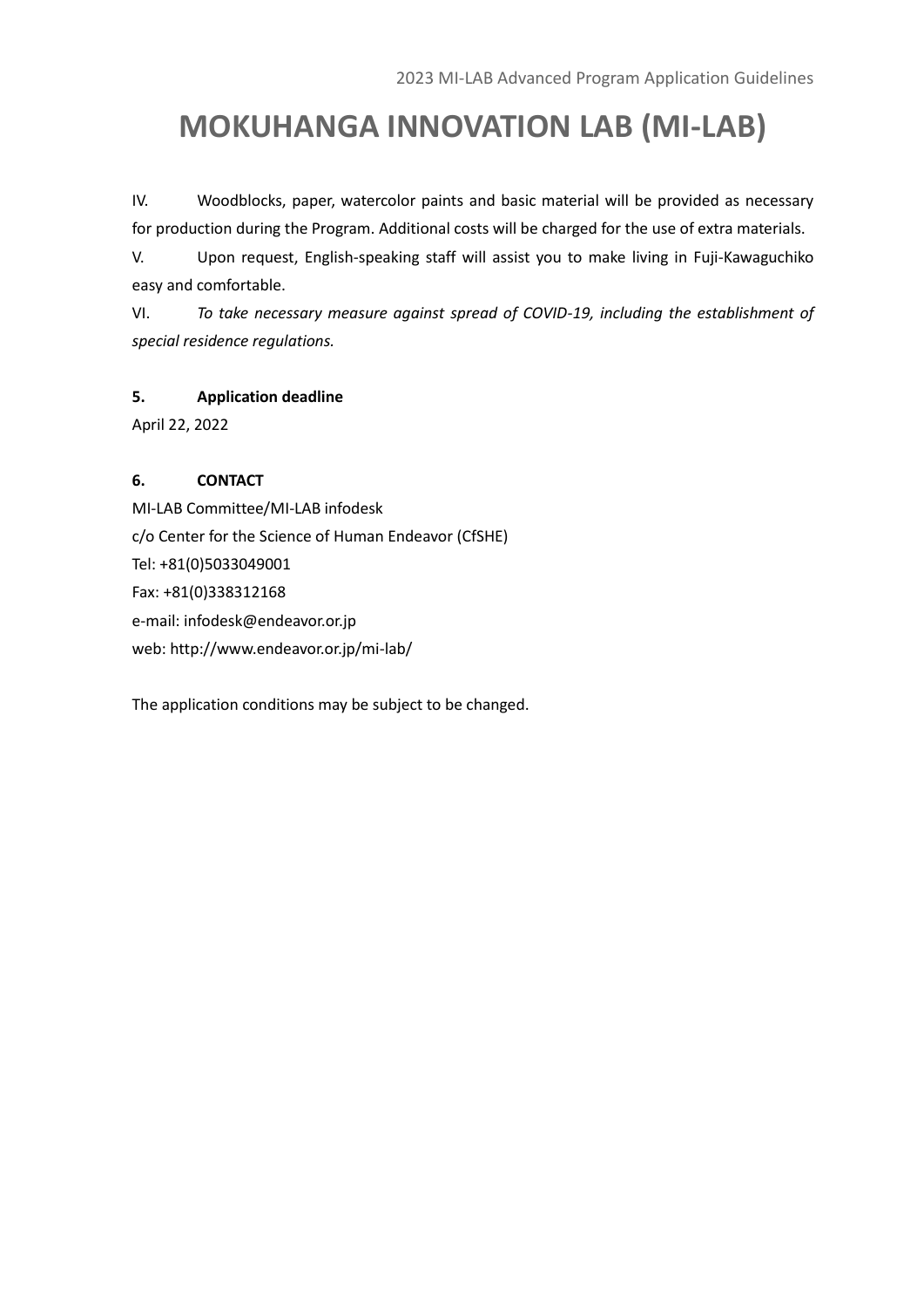# MOKUHANGA INNOVATION LAB (MI-LAB)

IV. Woodblocks, paper, watercolor paints and basic material will be provided as necessary for production during the Program. Additional costs will be charged for the use of extra materials.

V. Upon request, English-speaking staff will assist you to make living in Fuji-Kawaguchiko easy and comfortable.

VI. *To take necessary measure against spread of COVID-19, including the establishment of special residence regulations.*

**5. Application deadline**

April 22, 2022

**6. CONTACT**

MI-LAB Committee/MI-LAB infodesk
c/o Center for the Science of Human Endeavor (CfSHE)
Tel: +81(0)5033049001
Fax: +81(0)338312168
e-mail: infodesk@endeavor.or.jp
web: http://www.endeavor.or.jp/mi-lab/

The application conditions may be subject to be changed.